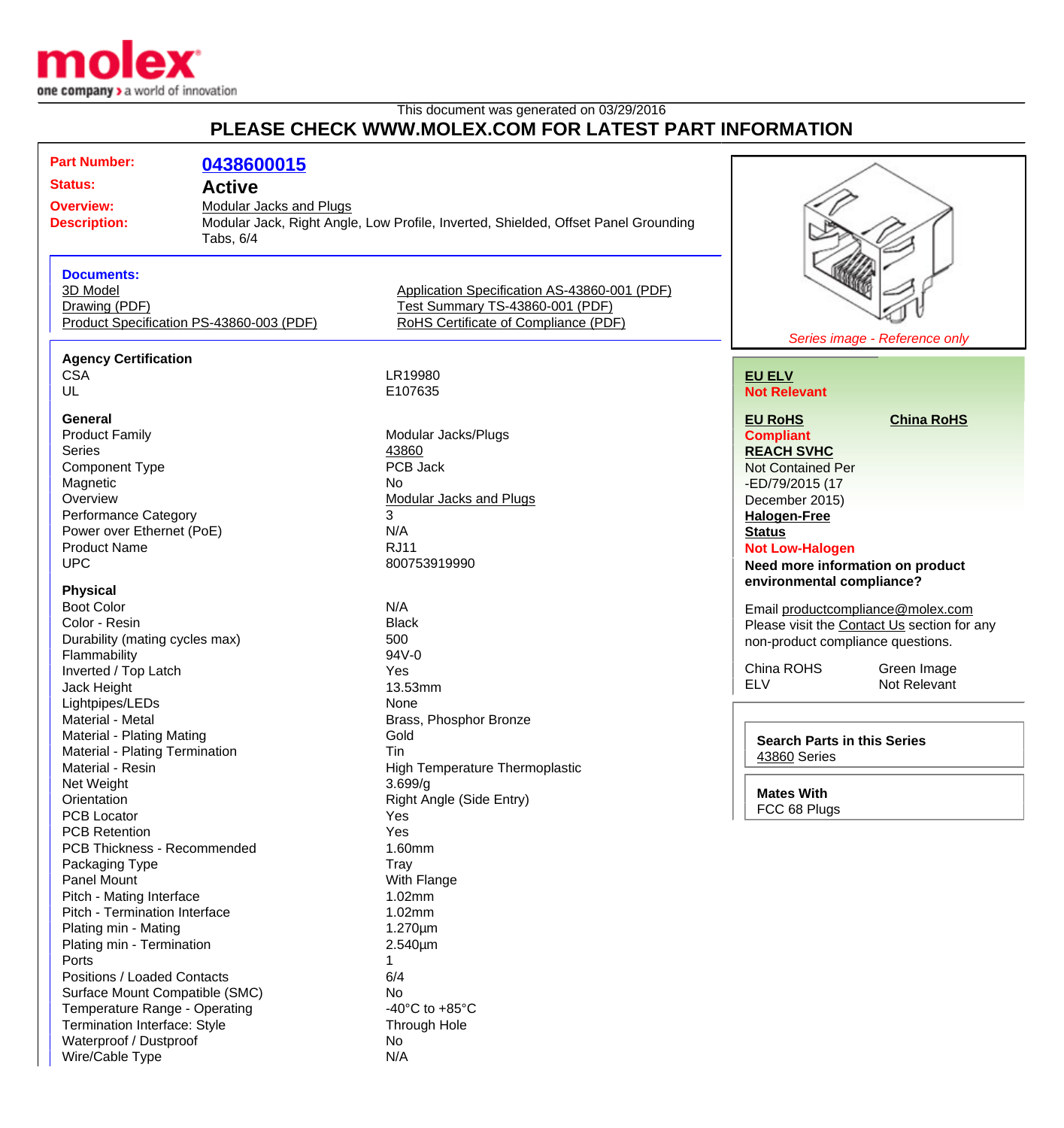This document was generated on 03/29/2016

## PLEASE CHECK WWW.MOLEX.COM FOR LATEST PART INFORMATION

| | |
|---|---|
| **Part Number:** | **0438600015** |
| **Status:** | **Active** |
| **Overview:** | Modular Jacks and Plugs |
| **Description:** | Modular Jack, Right Angle, Low Profile, Inverted, Shielded, Offset Panel Grounding Tabs, 6/4 |

**Documents:**

- 3D Model
- Drawing (PDF)
- Product Specification PS-43860-003 (PDF)
- Application Specification AS-43860-001 (PDF)
- Test Summary TS-43860-001 (PDF)
- RoHS Certificate of Compliance (PDF)

*Series image - Reference only*

### Agency Certification

| | |
|---|---|
| CSA | LR19980 |
| UL | E107635 |

### General

| | |
|---|---|
| Product Family | Modular Jacks/Plugs |
| Series | 43860 |
| Component Type | PCB Jack |
| Magnetic | No |
| Overview | Modular Jacks and Plugs |
| Performance Category | 3 |
| Power over Ethernet (PoE) | N/A |
| Product Name | RJ11 |
| UPC | 800753919990 |

### Physical

| | |
|---|---|
| Boot Color | N/A |
| Color - Resin | Black |
| Durability (mating cycles max) | 500 |
| Flammability | 94V-0 |
| Inverted / Top Latch | Yes |
| Jack Height | 13.53mm |
| Lightpipes/LEDs | None |
| Material - Metal | Brass, Phosphor Bronze |
| Material - Plating Mating | Gold |
| Material - Plating Termination | Tin |
| Material - Resin | High Temperature Thermoplastic |
| Net Weight | 3.699/g |
| Orientation | Right Angle (Side Entry) |
| PCB Locator | Yes |
| PCB Retention | Yes |
| PCB Thickness - Recommended | 1.60mm |
| Packaging Type | Tray |
| Panel Mount | With Flange |
| Pitch - Mating Interface | 1.02mm |
| Pitch - Termination Interface | 1.02mm |
| Plating min - Mating | 1.270µm |
| Plating min - Termination | 2.540µm |
| Ports | 1 |
| Positions / Loaded Contacts | 6/4 |
| Surface Mount Compatible (SMC) | No |
| Temperature Range - Operating | -40°C to +85°C |
| Termination Interface: Style | Through Hole |
| Waterproof / Dustproof | No |
| Wire/Cable Type | N/A |

**EU ELV**
**Not Relevant**

**EU RoHS** **China RoHS**
**Compliant**

**REACH SVHC**
Not Contained Per -ED/79/2015 (17 December 2015)

**Halogen-Free Status**
**Not Low-Halogen**

**Need more information on product environmental compliance?**

Email productcompliance@molex.com
Please visit the Contact Us section for any non-product compliance questions.

| | |
|---|---|
| China ROHS | Green Image |
| ELV | Not Relevant |

**Search Parts in this Series**
43860 Series

**Mates With**
FCC 68 Plugs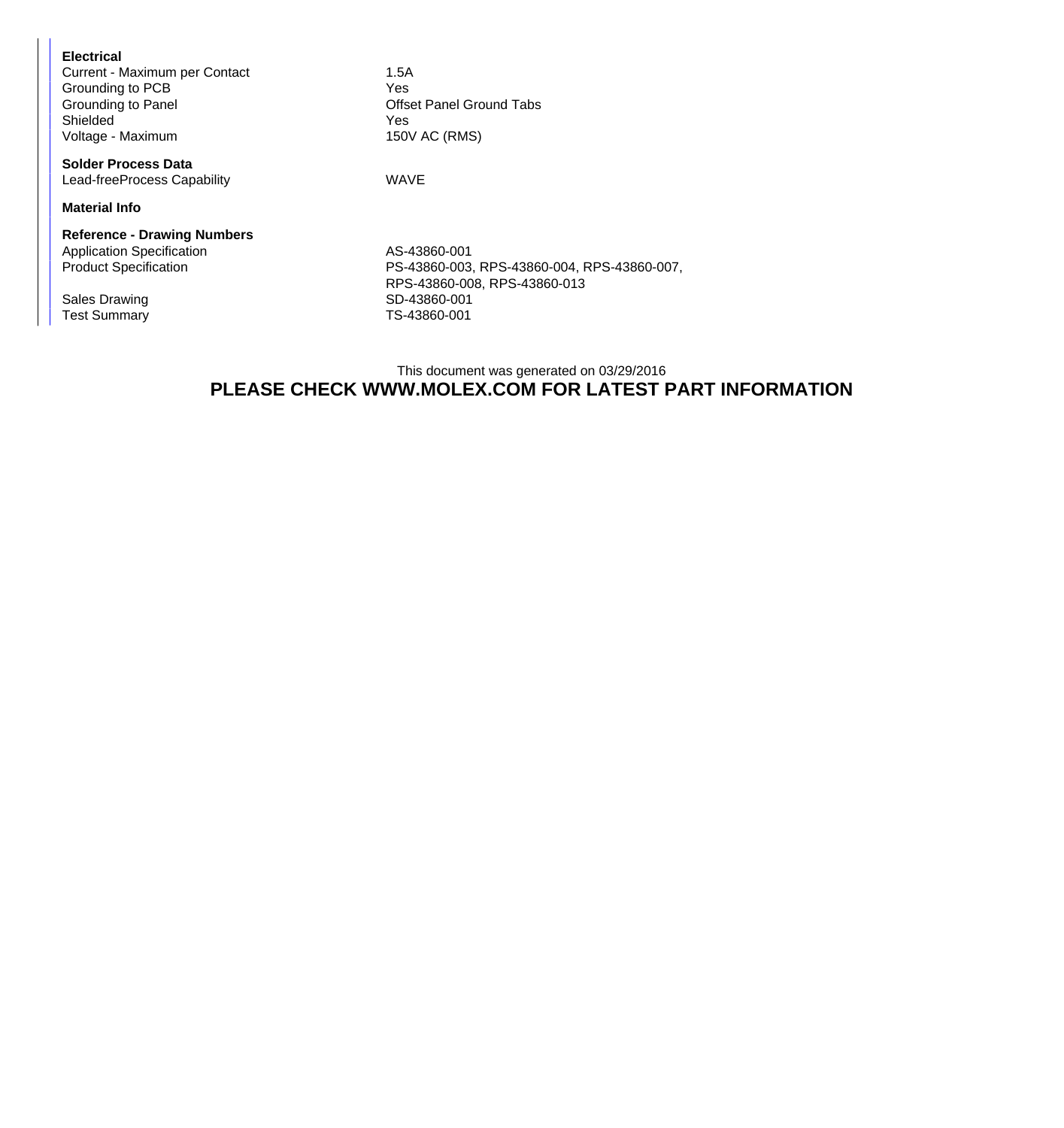**Electrical**

| | |
|---|---|
| Current - Maximum per Contact | 1.5A |
| Grounding to PCB | Yes |
| Grounding to Panel | Offset Panel Ground Tabs |
| Shielded | Yes |
| Voltage - Maximum | 150V AC (RMS) |

**Solder Process Data**

| | |
|---|---|
| Lead-freeProcess Capability | WAVE |

**Material Info**

**Reference - Drawing Numbers**

| | |
|---|---|
| Application Specification | AS-43860-001 |
| Product Specification | PS-43860-003, RPS-43860-004, RPS-43860-007, RPS-43860-008, RPS-43860-013 |
| Sales Drawing | SD-43860-001 |
| Test Summary | TS-43860-001 |

This document was generated on 03/29/2016

**PLEASE CHECK WWW.MOLEX.COM FOR LATEST PART INFORMATION**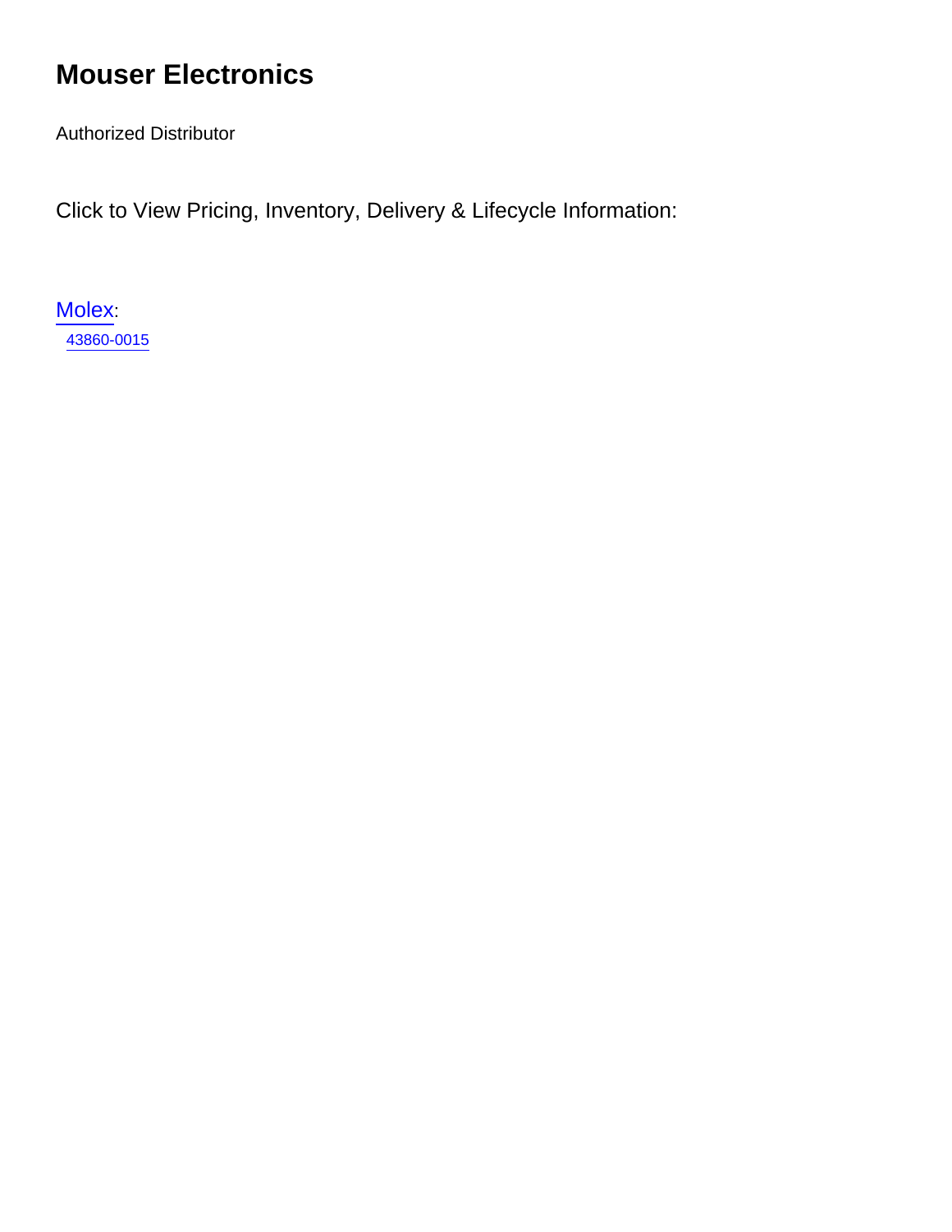# Mouser Electronics

Authorized Distributor

Click to View Pricing, Inventory, Delivery & Lifecycle Information:

Molex:

43860-0015